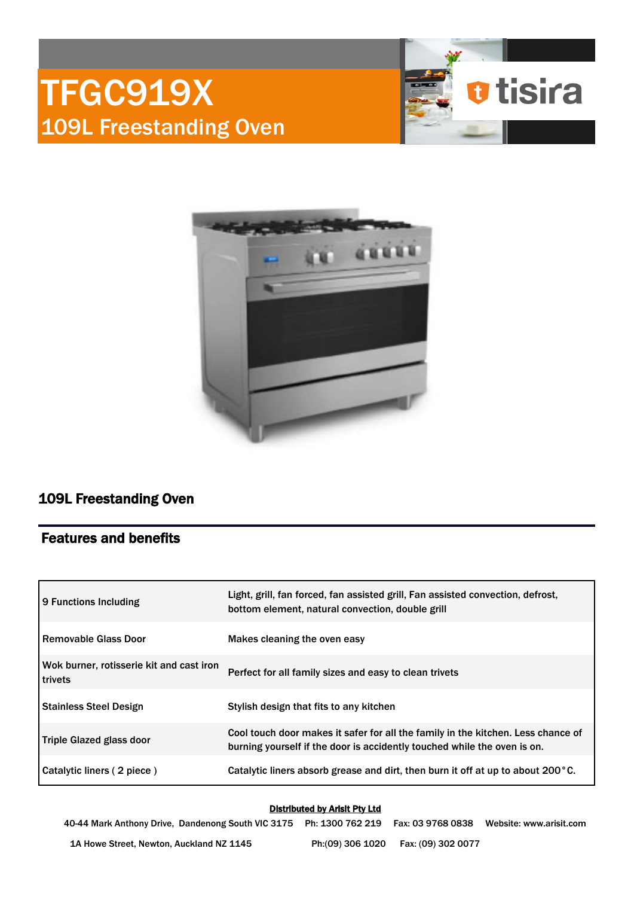# TFGC919X

## 109L Freestanding Oven

tisira

## 109L Freestanding Oven

## Features and benefits

| | |
|---|---|
| 9 Functions Including | Light, grill, fan forced, fan assisted grill, Fan assisted convection, defrost, bottom element, natural convection, double grill |
| Removable Glass Door | Makes cleaning the oven easy |
| Wok burner, rotisserie kit and cast iron trivets | Perfect for all family sizes and easy to clean trivets |
| Stainless Steel Design | Stylish design that fits to any kitchen |
| Triple Glazed glass door | Cool touch door makes it safer for all the family in the kitchen. Less chance of burning yourself if the door is accidently touched while the oven is on. |
| Catalytic liners ( 2 piece ) | Catalytic liners absorb grease and dirt, then burn it off at up to about 200°C. |

**Distributed by Arisit Pty Ltd**

40-44 Mark Anthony Drive, Dandenong South VIC 3175 Ph: 1300 762 219 Fax: 03 9768 0838 Website: www.arisit.com

1A Howe Street, Newton, Auckland NZ 1145 Ph:(09) 306 1020 Fax: (09) 302 0077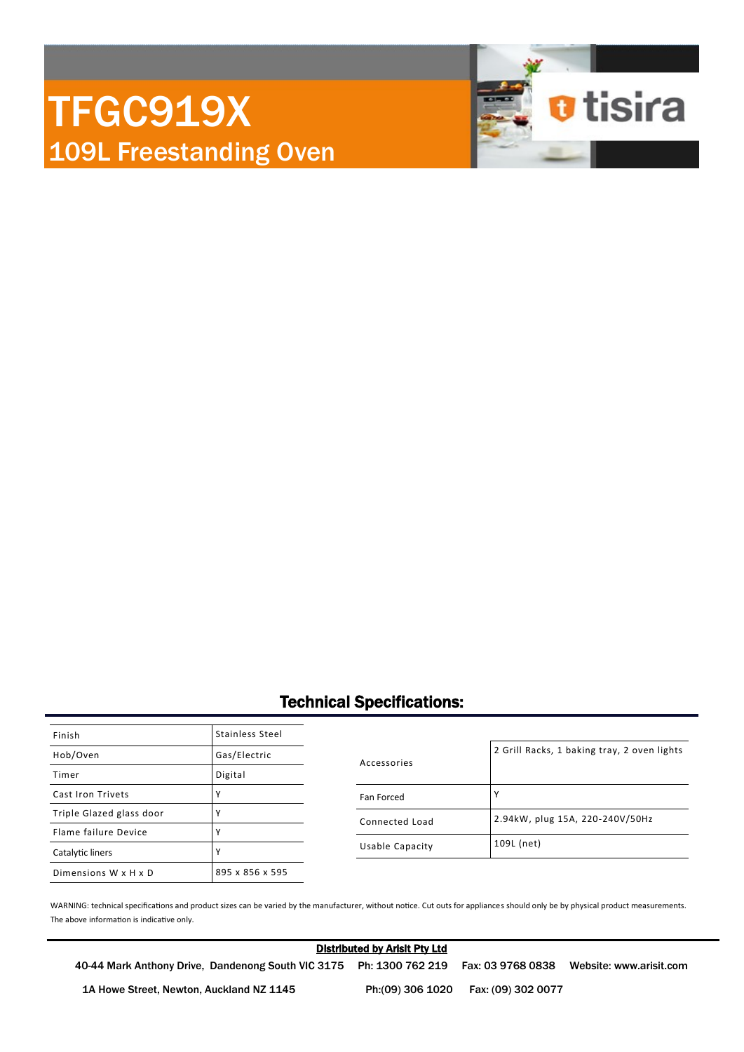# TFGC919X

## 109L Freestanding Oven

tisira

## Technical Specifications:

| | |
|---|---|
| Finish | Stainless Steel |
| Hob/Oven | Gas/Electric |
| Timer | Digital |
| Cast Iron Trivets | Y |
| Triple Glazed glass door | Y |
| Flame failure Device | Y |
| Catalytic liners | Y |
| Dimensions W x H x D | 895 x 856 x 595 |

| | |
|---|---|
| Accessories | 2 Grill Racks, 1 baking tray, 2 oven lights |
| Fan Forced | Y |
| Connected Load | 2.94kW, plug 15A, 220-240V/50Hz |
| Usable Capacity | 109L (net) |

WARNING: technical specifications and product sizes can be varied by the manufacturer, without notice. Cut outs for appliances should only be by physical product measurements. The above information is indicative only.

**Distributed by Arisit Pty Ltd**

40-44 Mark Anthony Drive, Dandenong South VIC 3175 Ph: 1300 762 219 Fax: 03 9768 0838 Website: www.arisit.com

1A Howe Street, Newton, Auckland NZ 1145 Ph:(09) 306 1020 Fax: (09) 302 0077